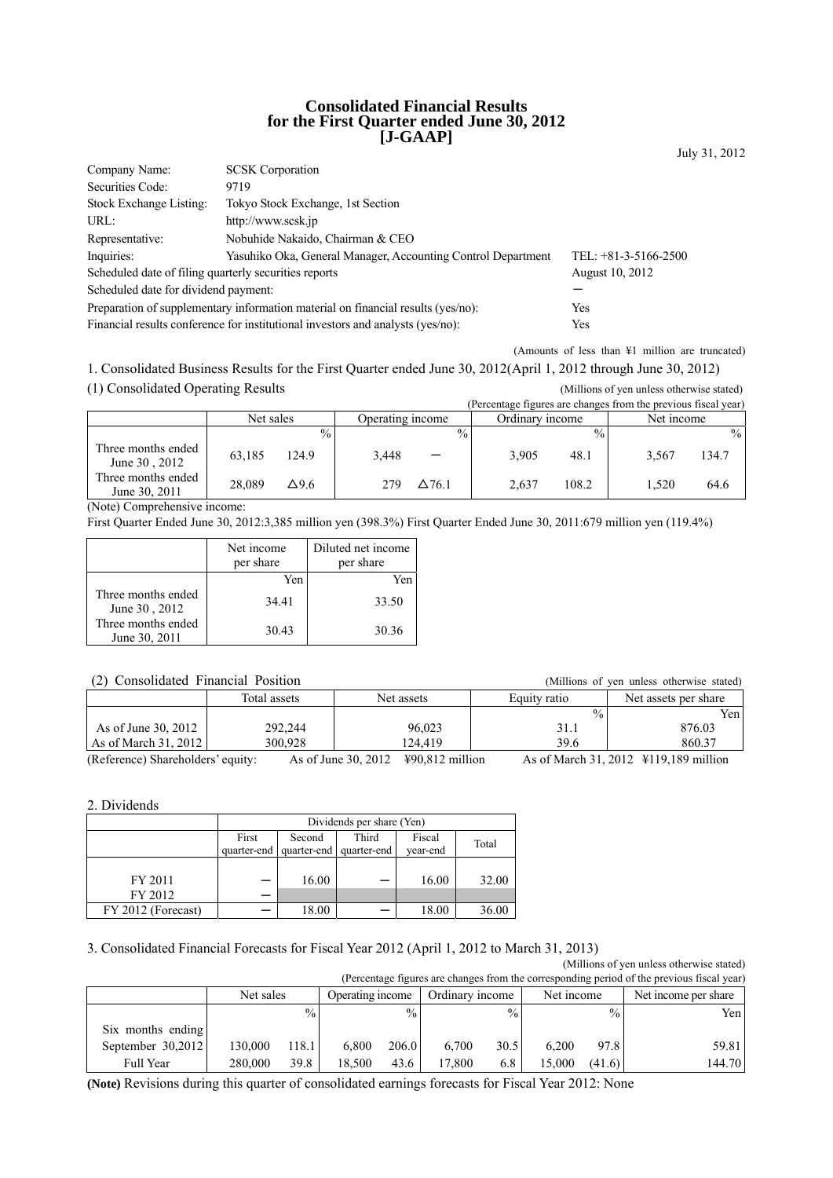# Consolidated Financial Results for the First Quarter ended June 30, 2012 [J-GAAP]

July 31, 2012

| | | |
|---|---|---|
| Company Name: | SCSK Corporation | |
| Securities Code: | 9719 | |
| Stock Exchange Listing: | Tokyo Stock Exchange, 1st Section | |
| URL: | http://www.scsk.jp | |
| Representative: | Nobuhide Nakaido, Chairman & CEO | |
| Inquiries: | Yasuhiko Oka, General Manager, Accounting Control Department | TEL: +81-3-5166-2500 |

Scheduled date of filing quarterly securities reports: August 10, 2012

Scheduled date for dividend payment: －

Preparation of supplementary information material on financial results (yes/no): Yes

Financial results conference for institutional investors and analysts (yes/no): Yes

(Amounts of less than ¥1 million are truncated)

## 1. Consolidated Business Results for the First Quarter ended June 30, 2012(April 1, 2012 through June 30, 2012)

### (1) Consolidated Operating Results

(Millions of yen unless otherwise stated)

(Percentage figures are changes from the previous fiscal year)

| | Net sales | | Operating income | | Ordinary income | | Net income | |
|---|---|---|---|---|---|---|---|---|
| | | % | | % | | % | | % |
| Three months ended June 30 , 2012 | 63,185 | 124.9 | 3,448 | － | 3,905 | 48.1 | 3,567 | 134.7 |
| Three months ended June 30, 2011 | 28,089 | △9.6 | 279 | △76.1 | 2,637 | 108.2 | 1,520 | 64.6 |

(Note) Comprehensive income:

First Quarter Ended June 30, 2012:3,385 million yen (398.3%) First Quarter Ended June 30, 2011:679 million yen (119.4%)

| | Net income per share | Diluted net income per share |
|---|---|---|
| | Yen | Yen |
| Three months ended June 30 , 2012 | 34.41 | 33.50 |
| Three months ended June 30, 2011 | 30.43 | 30.36 |

### (2) Consolidated Financial Position

(Millions of yen unless otherwise stated)

| | Total assets | Net assets | Equity ratio | Net assets per share |
|---|---|---|---|---|
| | | | % | Yen |
| As of June 30, 2012 | 292,244 | 96,023 | 31.1 | 876.03 |
| As of March 31, 2012 | 300,928 | 124,419 | 39.6 | 860.37 |

(Reference) Shareholders' equity: As of June 30, 2012 ¥90,812 million As of March 31, 2012 ¥119,189 million

## 2. Dividends

| | Dividends per share (Yen) | | | | |
|---|---|---|---|---|---|
| | First quarter-end | Second quarter-end | Third quarter-end | Fiscal year-end | Total |
| FY 2011 | － | 16.00 | － | 16.00 | 32.00 |
| FY 2012 | － | | | | |
| FY 2012 (Forecast) | － | 18.00 | － | 18.00 | 36.00 |

## 3. Consolidated Financial Forecasts for Fiscal Year 2012 (April 1, 2012 to March 31, 2013)

(Millions of yen unless otherwise stated)

(Percentage figures are changes from the corresponding period of the previous fiscal year)

| | Net sales | | Operating income | | Ordinary income | | Net income | | Net income per share |
|---|---|---|---|---|---|---|---|---|---|
| | | % | | % | | % | | % | Yen |
| Six months ending September 30,2012 | 130,000 | 118.1 | 6,800 | 206.0 | 6,700 | 30.5 | 6,200 | 97.8 | 59.81 |
| Full Year | 280,000 | 39.8 | 18,500 | 43.6 | 17,800 | 6.8 | 15,000 | (41.6) | 144.70 |

**(Note)** Revisions during this quarter of consolidated earnings forecasts for Fiscal Year 2012: None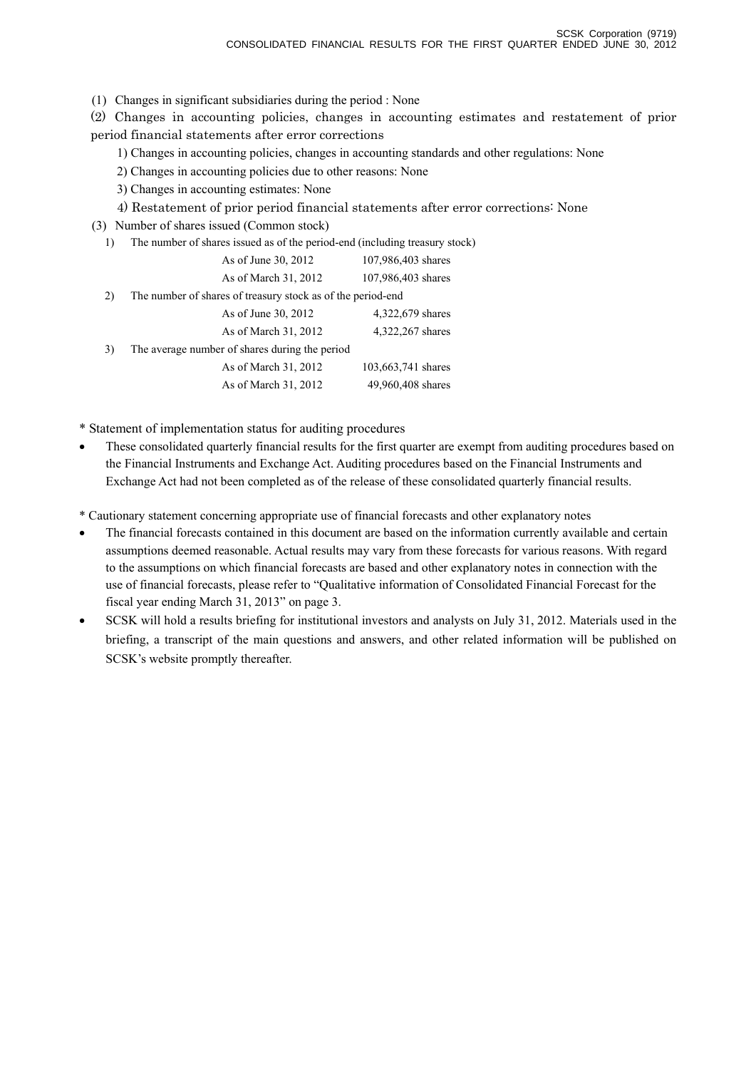(1) Changes in significant subsidiaries during the period : None

(2) Changes in accounting policies, changes in accounting estimates and restatement of prior period financial statements after error corrections

1) Changes in accounting policies, changes in accounting standards and other regulations: None

2) Changes in accounting policies due to other reasons: None

3) Changes in accounting estimates: None

4) Restatement of prior period financial statements after error corrections: None

(3) Number of shares issued (Common stock)

1) The number of shares issued as of the period-end (including treasury stock)

| | |
|---|---|
| As of June 30, 2012 | 107,986,403 shares |
| As of March 31, 2012 | 107,986,403 shares |

2) The number of shares of treasury stock as of the period-end

| | |
|---|---|
| As of June 30, 2012 | 4,322,679 shares |
| As of March 31, 2012 | 4,322,267 shares |

3) The average number of shares during the period

| | |
|---|---|
| As of March 31, 2012 | 103,663,741 shares |
| As of March 31, 2012 | 49,960,408 shares |

\* Statement of implementation status for auditing procedures

- These consolidated quarterly financial results for the first quarter are exempt from auditing procedures based on the Financial Instruments and Exchange Act. Auditing procedures based on the Financial Instruments and Exchange Act had not been completed as of the release of these consolidated quarterly financial results.

\* Cautionary statement concerning appropriate use of financial forecasts and other explanatory notes

- The financial forecasts contained in this document are based on the information currently available and certain assumptions deemed reasonable. Actual results may vary from these forecasts for various reasons. With regard to the assumptions on which financial forecasts are based and other explanatory notes in connection with the use of financial forecasts, please refer to "Qualitative information of Consolidated Financial Forecast for the fiscal year ending March 31, 2013" on page 3.
- SCSK will hold a results briefing for institutional investors and analysts on July 31, 2012. Materials used in the briefing, a transcript of the main questions and answers, and other related information will be published on SCSK's website promptly thereafter.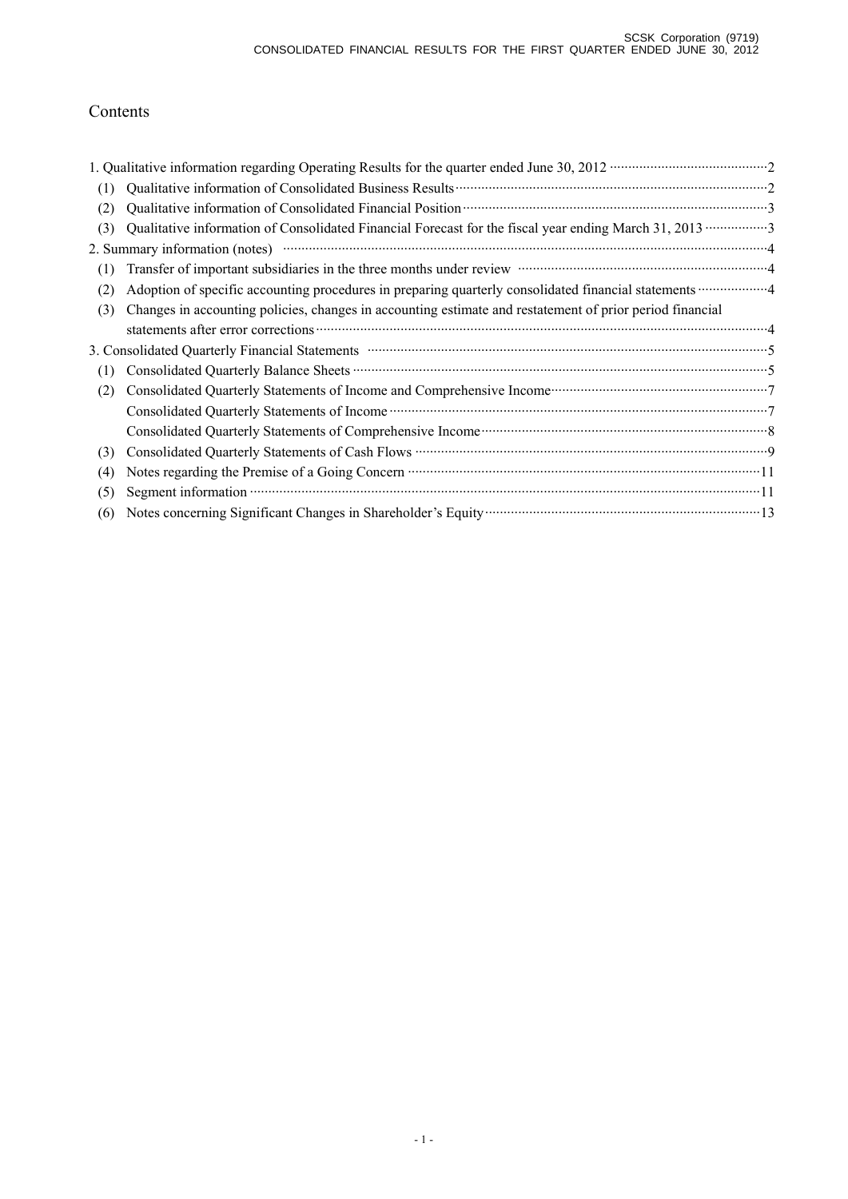# Contents

1. Qualitative information regarding Operating Results for the quarter ended June 30, 2012 ··········································2
   - (1) Qualitative information of Consolidated Business Results ·····································································2
   - (2) Qualitative information of Consolidated Financial Position ···································································3
   - (3) Qualitative information of Consolidated Financial Forecast for the fiscal year ending March 31, 2013 ·················3
2. Summary information (notes) ··················································································································4
   - (1) Transfer of important subsidiaries in the three months under review ···················································4
   - (2) Adoption of specific accounting procedures in preparing quarterly consolidated financial statements ···················4
   - (3) Changes in accounting policies, changes in accounting estimate and restatement of prior period financial statements after error corrections ···········································································································4
3. Consolidated Quarterly Financial Statements ···········································································································5
   - (1) Consolidated Quarterly Balance Sheets ················································································································5
   - (2) Consolidated Quarterly Statements of Income and Comprehensive Income ··························································7
     - Consolidated Quarterly Statements of Income ······································································································7
     - Consolidated Quarterly Statements of Comprehensive Income ·············································································8
   - (3) Consolidated Quarterly Statements of Cash Flows ·······························································································9
   - (4) Notes regarding the Premise of a Going Concern ································································································11
   - (5) Segment information ··········································································································································11
   - (6) Notes concerning Significant Changes in Shareholder's Equity ··········································································13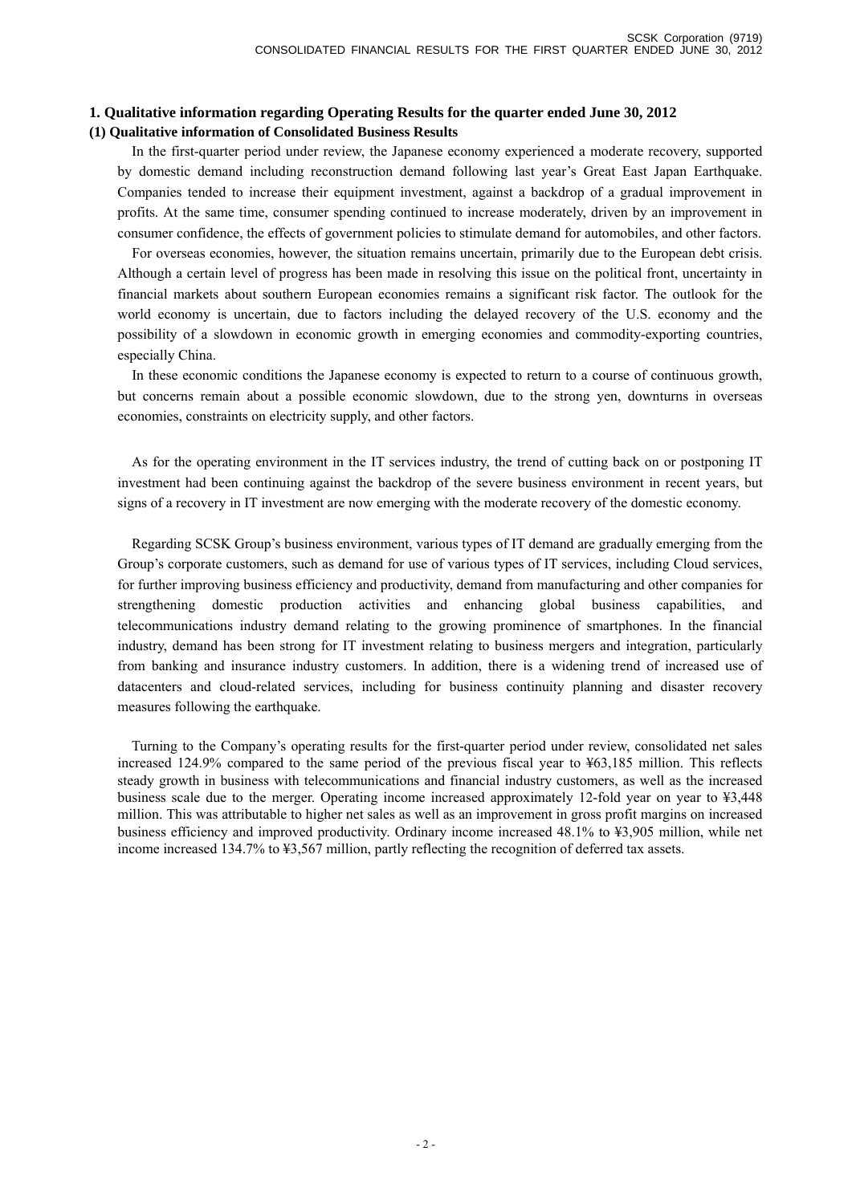## 1. Qualitative information regarding Operating Results for the quarter ended June 30, 2012

### (1) Qualitative information of Consolidated Business Results

In the first-quarter period under review, the Japanese economy experienced a moderate recovery, supported by domestic demand including reconstruction demand following last year's Great East Japan Earthquake. Companies tended to increase their equipment investment, against a backdrop of a gradual improvement in profits. At the same time, consumer spending continued to increase moderately, driven by an improvement in consumer confidence, the effects of government policies to stimulate demand for automobiles, and other factors.

For overseas economies, however, the situation remains uncertain, primarily due to the European debt crisis. Although a certain level of progress has been made in resolving this issue on the political front, uncertainty in financial markets about southern European economies remains a significant risk factor. The outlook for the world economy is uncertain, due to factors including the delayed recovery of the U.S. economy and the possibility of a slowdown in economic growth in emerging economies and commodity-exporting countries, especially China.

In these economic conditions the Japanese economy is expected to return to a course of continuous growth, but concerns remain about a possible economic slowdown, due to the strong yen, downturns in overseas economies, constraints on electricity supply, and other factors.

As for the operating environment in the IT services industry, the trend of cutting back on or postponing IT investment had been continuing against the backdrop of the severe business environment in recent years, but signs of a recovery in IT investment are now emerging with the moderate recovery of the domestic economy.

Regarding SCSK Group's business environment, various types of IT demand are gradually emerging from the Group's corporate customers, such as demand for use of various types of IT services, including Cloud services, for further improving business efficiency and productivity, demand from manufacturing and other companies for strengthening domestic production activities and enhancing global business capabilities, and telecommunications industry demand relating to the growing prominence of smartphones. In the financial industry, demand has been strong for IT investment relating to business mergers and integration, particularly from banking and insurance industry customers. In addition, there is a widening trend of increased use of datacenters and cloud-related services, including for business continuity planning and disaster recovery measures following the earthquake.

Turning to the Company's operating results for the first-quarter period under review, consolidated net sales increased 124.9% compared to the same period of the previous fiscal year to ¥63,185 million. This reflects steady growth in business with telecommunications and financial industry customers, as well as the increased business scale due to the merger. Operating income increased approximately 12-fold year on year to ¥3,448 million. This was attributable to higher net sales as well as an improvement in gross profit margins on increased business efficiency and improved productivity. Ordinary income increased 48.1% to ¥3,905 million, while net income increased 134.7% to ¥3,567 million, partly reflecting the recognition of deferred tax assets.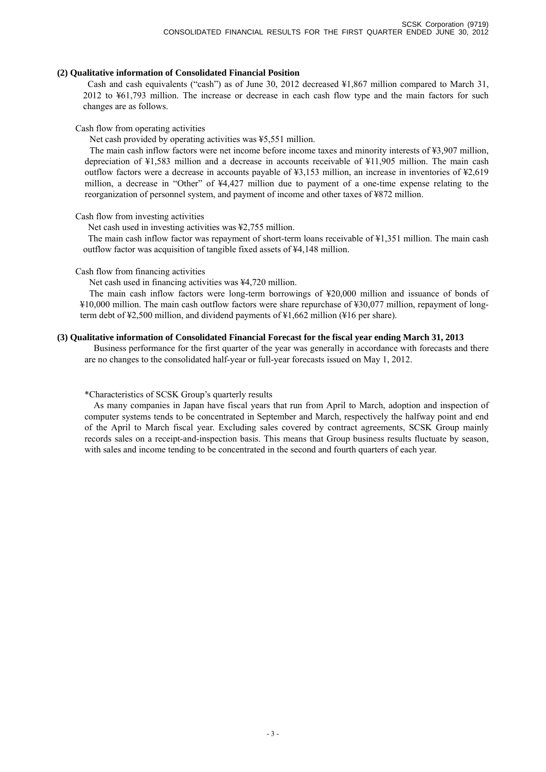### (2) Qualitative information of Consolidated Financial Position

Cash and cash equivalents ("cash") as of June 30, 2012 decreased ¥1,867 million compared to March 31, 2012 to ¥61,793 million. The increase or decrease in each cash flow type and the main factors for such changes are as follows.

Cash flow from operating activities

Net cash provided by operating activities was ¥5,551 million.

The main cash inflow factors were net income before income taxes and minority interests of ¥3,907 million, depreciation of ¥1,583 million and a decrease in accounts receivable of ¥11,905 million. The main cash outflow factors were a decrease in accounts payable of ¥3,153 million, an increase in inventories of ¥2,619 million, a decrease in "Other" of ¥4,427 million due to payment of a one-time expense relating to the reorganization of personnel system, and payment of income and other taxes of ¥872 million.

Cash flow from investing activities

Net cash used in investing activities was ¥2,755 million.

The main cash inflow factor was repayment of short-term loans receivable of ¥1,351 million. The main cash outflow factor was acquisition of tangible fixed assets of ¥4,148 million.

Cash flow from financing activities

Net cash used in financing activities was ¥4,720 million.

The main cash inflow factors were long-term borrowings of ¥20,000 million and issuance of bonds of ¥10,000 million. The main cash outflow factors were share repurchase of ¥30,077 million, repayment of long-term debt of ¥2,500 million, and dividend payments of ¥1,662 million (¥16 per share).

### (3) Qualitative information of Consolidated Financial Forecast for the fiscal year ending March 31, 2013

Business performance for the first quarter of the year was generally in accordance with forecasts and there are no changes to the consolidated half-year or full-year forecasts issued on May 1, 2012.

*Characteristics of SCSK Group's quarterly results

As many companies in Japan have fiscal years that run from April to March, adoption and inspection of computer systems tends to be concentrated in September and March, respectively the halfway point and end of the April to March fiscal year. Excluding sales covered by contract agreements, SCSK Group mainly records sales on a receipt-and-inspection basis. This means that Group business results fluctuate by season, with sales and income tending to be concentrated in the second and fourth quarters of each year.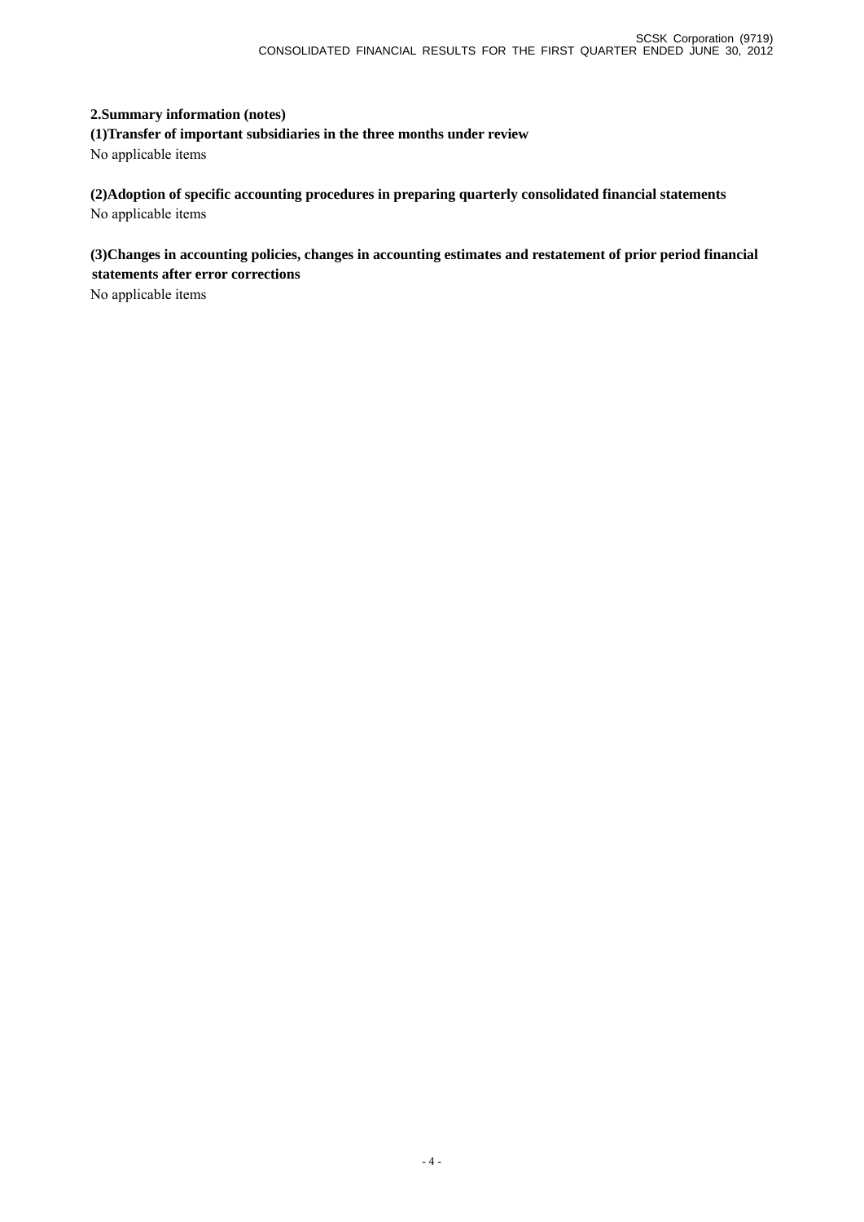## 2.Summary information (notes)

### (1)Transfer of important subsidiaries in the three months under review

No applicable items

### (2)Adoption of specific accounting procedures in preparing quarterly consolidated financial statements

No applicable items

### (3)Changes in accounting policies, changes in accounting estimates and restatement of prior period financial statements after error corrections

No applicable items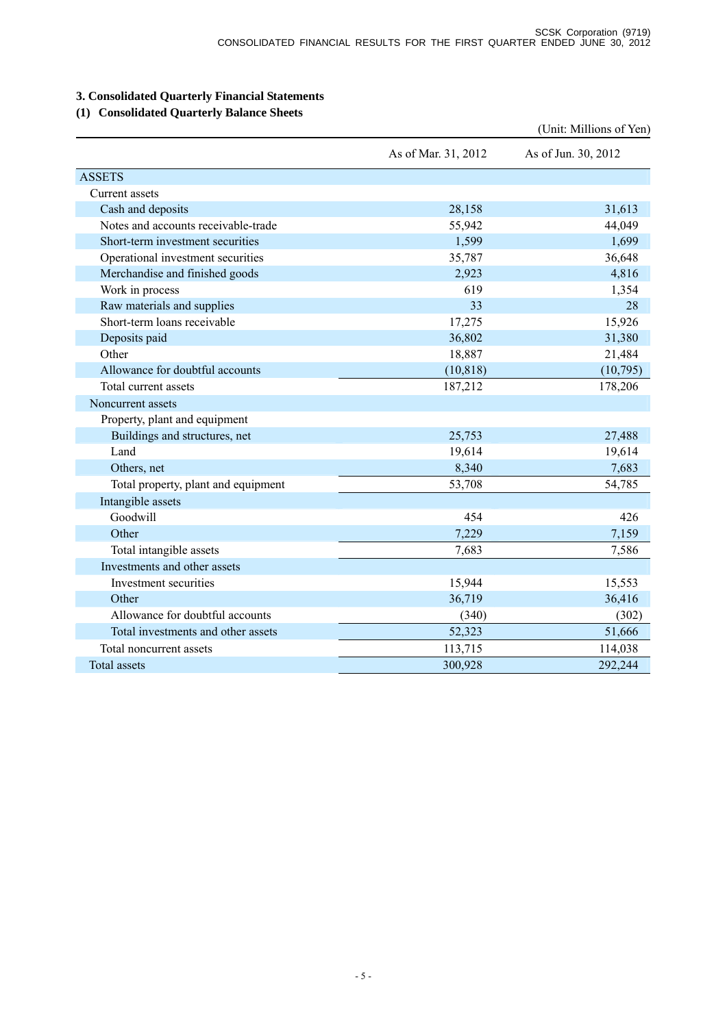## 3. Consolidated Quarterly Financial Statements

### (1) Consolidated Quarterly Balance Sheets

(Unit: Millions of Yen)

| | As of Mar. 31, 2012 | As of Jun. 30, 2012 |
|---|---|---|
| ASSETS | | |
| Current assets | | |
| Cash and deposits | 28,158 | 31,613 |
| Notes and accounts receivable-trade | 55,942 | 44,049 |
| Short-term investment securities | 1,599 | 1,699 |
| Operational investment securities | 35,787 | 36,648 |
| Merchandise and finished goods | 2,923 | 4,816 |
| Work in process | 619 | 1,354 |
| Raw materials and supplies | 33 | 28 |
| Short-term loans receivable | 17,275 | 15,926 |
| Deposits paid | 36,802 | 31,380 |
| Other | 18,887 | 21,484 |
| Allowance for doubtful accounts | (10,818) | (10,795) |
| Total current assets | 187,212 | 178,206 |
| Noncurrent assets | | |
| Property, plant and equipment | | |
| Buildings and structures, net | 25,753 | 27,488 |
| Land | 19,614 | 19,614 |
| Others, net | 8,340 | 7,683 |
| Total property, plant and equipment | 53,708 | 54,785 |
| Intangible assets | | |
| Goodwill | 454 | 426 |
| Other | 7,229 | 7,159 |
| Total intangible assets | 7,683 | 7,586 |
| Investments and other assets | | |
| Investment securities | 15,944 | 15,553 |
| Other | 36,719 | 36,416 |
| Allowance for doubtful accounts | (340) | (302) |
| Total investments and other assets | 52,323 | 51,666 |
| Total noncurrent assets | 113,715 | 114,038 |
| Total assets | 300,928 | 292,244 |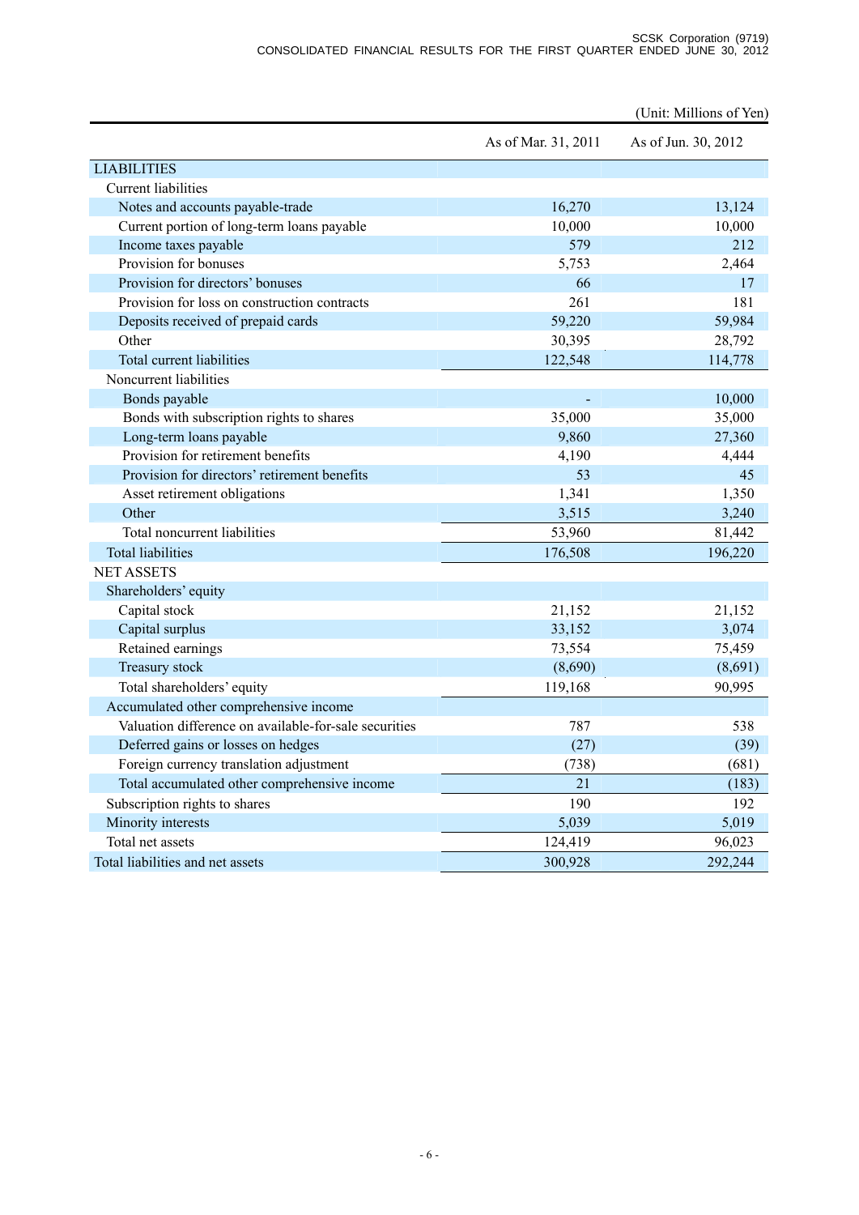(Unit: Millions of Yen)

| | As of Mar. 31, 2011 | As of Jun. 30, 2012 |
|---|---|---|
| LIABILITIES | | |
| Current liabilities | | |
| Notes and accounts payable-trade | 16,270 | 13,124 |
| Current portion of long-term loans payable | 10,000 | 10,000 |
| Income taxes payable | 579 | 212 |
| Provision for bonuses | 5,753 | 2,464 |
| Provision for directors' bonuses | 66 | 17 |
| Provision for loss on construction contracts | 261 | 181 |
| Deposits received of prepaid cards | 59,220 | 59,984 |
| Other | 30,395 | 28,792 |
| Total current liabilities | 122,548 | 114,778 |
| Noncurrent liabilities | | |
| Bonds payable | - | 10,000 |
| Bonds with subscription rights to shares | 35,000 | 35,000 |
| Long-term loans payable | 9,860 | 27,360 |
| Provision for retirement benefits | 4,190 | 4,444 |
| Provision for directors' retirement benefits | 53 | 45 |
| Asset retirement obligations | 1,341 | 1,350 |
| Other | 3,515 | 3,240 |
| Total noncurrent liabilities | 53,960 | 81,442 |
| Total liabilities | 176,508 | 196,220 |
| NET ASSETS | | |
| Shareholders' equity | | |
| Capital stock | 21,152 | 21,152 |
| Capital surplus | 33,152 | 3,074 |
| Retained earnings | 73,554 | 75,459 |
| Treasury stock | (8,690) | (8,691) |
| Total shareholders' equity | 119,168 | 90,995 |
| Accumulated other comprehensive income | | |
| Valuation difference on available-for-sale securities | 787 | 538 |
| Deferred gains or losses on hedges | (27) | (39) |
| Foreign currency translation adjustment | (738) | (681) |
| Total accumulated other comprehensive income | 21 | (183) |
| Subscription rights to shares | 190 | 192 |
| Minority interests | 5,039 | 5,019 |
| Total net assets | 124,419 | 96,023 |
| Total liabilities and net assets | 300,928 | 292,244 |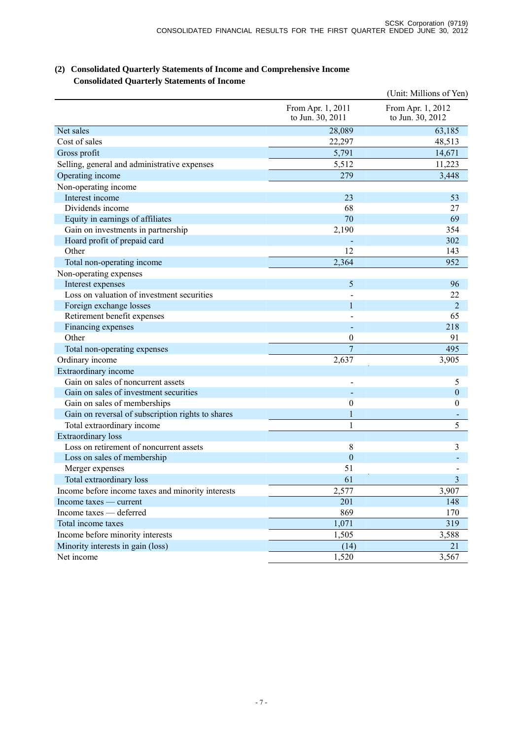## (2) Consolidated Quarterly Statements of Income and Comprehensive Income

### Consolidated Quarterly Statements of Income

(Unit: Millions of Yen)

| | From Apr. 1, 2011 to Jun. 30, 2011 | From Apr. 1, 2012 to Jun. 30, 2012 |
|---|---|---|
| Net sales | 28,089 | 63,185 |
| Cost of sales | 22,297 | 48,513 |
| Gross profit | 5,791 | 14,671 |
| Selling, general and administrative expenses | 5,512 | 11,223 |
| Operating income | 279 | 3,448 |
| Non-operating income | | |
| Interest income | 23 | 53 |
| Dividends income | 68 | 27 |
| Equity in earnings of affiliates | 70 | 69 |
| Gain on investments in partnership | 2,190 | 354 |
| Hoard profit of prepaid card | - | 302 |
| Other | 12 | 143 |
| Total non-operating income | 2,364 | 952 |
| Non-operating expenses | | |
| Interest expenses | 5 | 96 |
| Loss on valuation of investment securities | - | 22 |
| Foreign exchange losses | 1 | 2 |
| Retirement benefit expenses | - | 65 |
| Financing expenses | - | 218 |
| Other | 0 | 91 |
| Total non-operating expenses | 7 | 495 |
| Ordinary income | 2,637 | 3,905 |
| Extraordinary income | | |
| Gain on sales of noncurrent assets | - | 5 |
| Gain on sales of investment securities | - | 0 |
| Gain on sales of memberships | 0 | 0 |
| Gain on reversal of subscription rights to shares | 1 | - |
| Total extraordinary income | 1 | 5 |
| Extraordinary loss | | |
| Loss on retirement of noncurrent assets | 8 | 3 |
| Loss on sales of membership | 0 | - |
| Merger expenses | 51 | - |
| Total extraordinary loss | 61 | 3 |
| Income before income taxes and minority interests | 2,577 | 3,907 |
| Income taxes — current | 201 | 148 |
| Income taxes — deferred | 869 | 170 |
| Total income taxes | 1,071 | 319 |
| Income before minority interests | 1,505 | 3,588 |
| Minority interests in gain (loss) | (14) | 21 |
| Net income | 1,520 | 3,567 |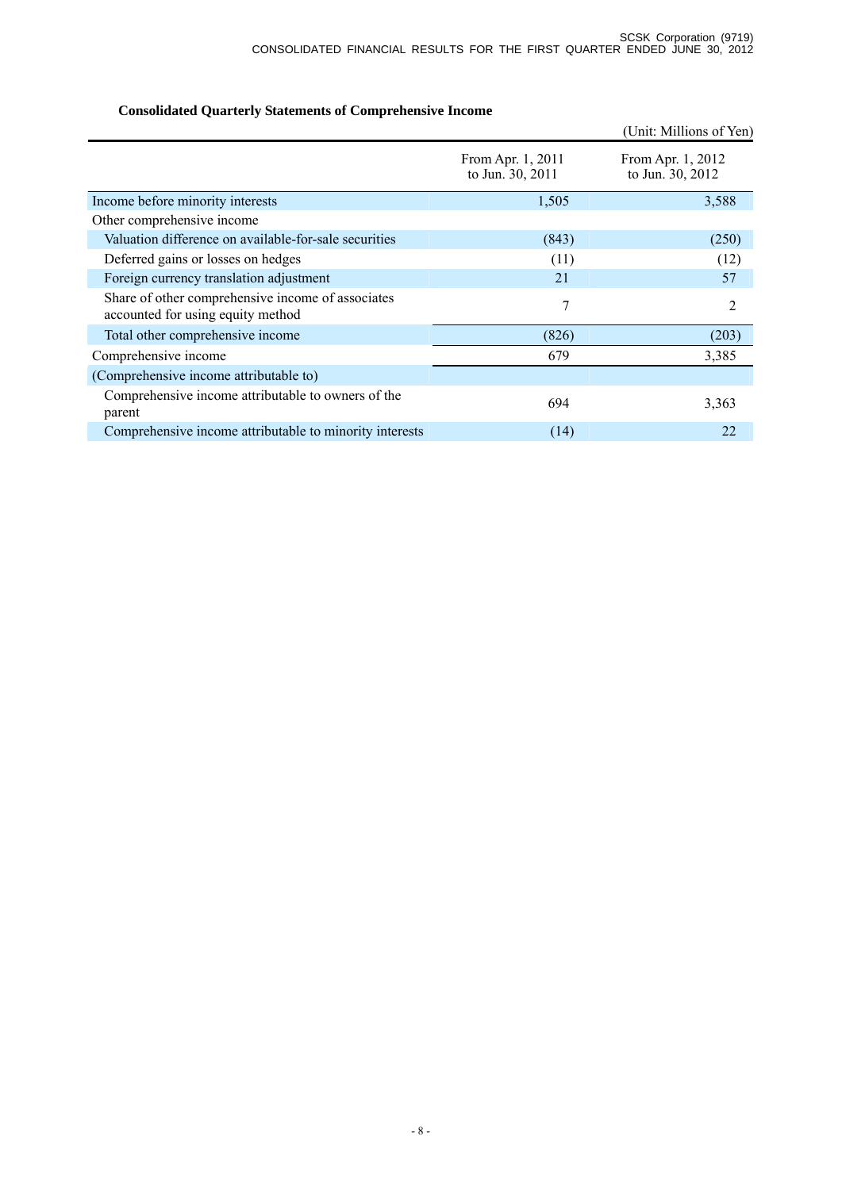**Consolidated Quarterly Statements of Comprehensive Income**

(Unit: Millions of Yen)

| | From Apr. 1, 2011 to Jun. 30, 2011 | From Apr. 1, 2012 to Jun. 30, 2012 |
|---|---|---|
| Income before minority interests | 1,505 | 3,588 |
| Other comprehensive income | | |
| Valuation difference on available-for-sale securities | (843) | (250) |
| Deferred gains or losses on hedges | (11) | (12) |
| Foreign currency translation adjustment | 21 | 57 |
| Share of other comprehensive income of associates accounted for using equity method | 7 | 2 |
| Total other comprehensive income | (826) | (203) |
| Comprehensive income | 679 | 3,385 |
| (Comprehensive income attributable to) | | |
| Comprehensive income attributable to owners of the parent | 694 | 3,363 |
| Comprehensive income attributable to minority interests | (14) | 22 |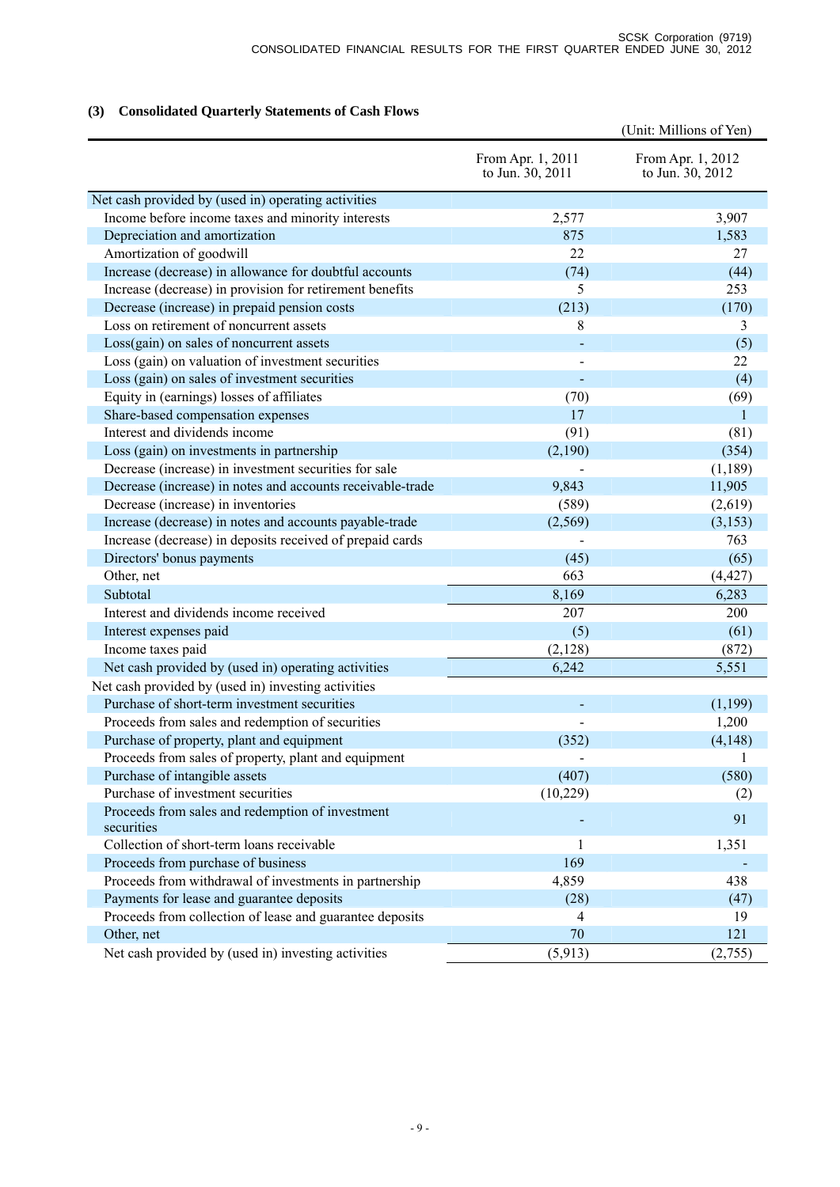### (3) Consolidated Quarterly Statements of Cash Flows

(Unit: Millions of Yen)

| | From Apr. 1, 2011 to Jun. 30, 2011 | From Apr. 1, 2012 to Jun. 30, 2012 |
|---|---|---|
| Net cash provided by (used in) operating activities | | |
| Income before income taxes and minority interests | 2,577 | 3,907 |
| Depreciation and amortization | 875 | 1,583 |
| Amortization of goodwill | 22 | 27 |
| Increase (decrease) in allowance for doubtful accounts | (74) | (44) |
| Increase (decrease) in provision for retirement benefits | 5 | 253 |
| Decrease (increase) in prepaid pension costs | (213) | (170) |
| Loss on retirement of noncurrent assets | 8 | 3 |
| Loss(gain) on sales of noncurrent assets | - | (5) |
| Loss (gain) on valuation of investment securities | - | 22 |
| Loss (gain) on sales of investment securities | - | (4) |
| Equity in (earnings) losses of affiliates | (70) | (69) |
| Share-based compensation expenses | 17 | 1 |
| Interest and dividends income | (91) | (81) |
| Loss (gain) on investments in partnership | (2,190) | (354) |
| Decrease (increase) in investment securities for sale | - | (1,189) |
| Decrease (increase) in notes and accounts receivable-trade | 9,843 | 11,905 |
| Decrease (increase) in inventories | (589) | (2,619) |
| Increase (decrease) in notes and accounts payable-trade | (2,569) | (3,153) |
| Increase (decrease) in deposits received of prepaid cards | - | 763 |
| Directors' bonus payments | (45) | (65) |
| Other, net | 663 | (4,427) |
| Subtotal | 8,169 | 6,283 |
| Interest and dividends income received | 207 | 200 |
| Interest expenses paid | (5) | (61) |
| Income taxes paid | (2,128) | (872) |
| Net cash provided by (used in) operating activities | 6,242 | 5,551 |
| Net cash provided by (used in) investing activities | | |
| Purchase of short-term investment securities | - | (1,199) |
| Proceeds from sales and redemption of securities | - | 1,200 |
| Purchase of property, plant and equipment | (352) | (4,148) |
| Proceeds from sales of property, plant and equipment | - | 1 |
| Purchase of intangible assets | (407) | (580) |
| Purchase of investment securities | (10,229) | (2) |
| Proceeds from sales and redemption of investment securities | - | 91 |
| Collection of short-term loans receivable | 1 | 1,351 |
| Proceeds from purchase of business | 169 | - |
| Proceeds from withdrawal of investments in partnership | 4,859 | 438 |
| Payments for lease and guarantee deposits | (28) | (47) |
| Proceeds from collection of lease and guarantee deposits | 4 | 19 |
| Other, net | 70 | 121 |
| Net cash provided by (used in) investing activities | (5,913) | (2,755) |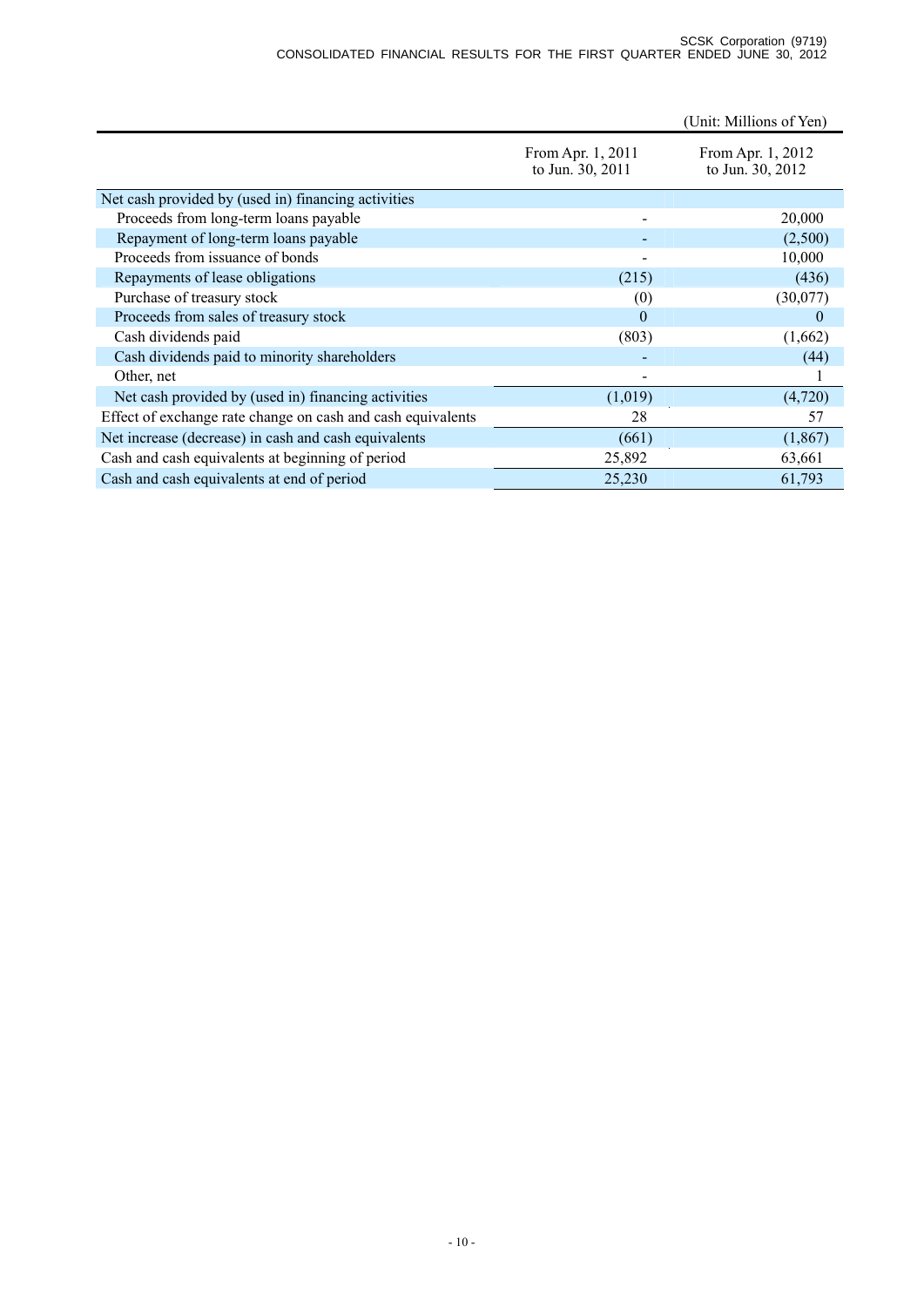(Unit: Millions of Yen)

| | From Apr. 1, 2011 to Jun. 30, 2011 | From Apr. 1, 2012 to Jun. 30, 2012 |
|---|---|---|
| Net cash provided by (used in) financing activities | | |
| Proceeds from long-term loans payable | - | 20,000 |
| Repayment of long-term loans payable | - | (2,500) |
| Proceeds from issuance of bonds | - | 10,000 |
| Repayments of lease obligations | (215) | (436) |
| Purchase of treasury stock | (0) | (30,077) |
| Proceeds from sales of treasury stock | 0 | 0 |
| Cash dividends paid | (803) | (1,662) |
| Cash dividends paid to minority shareholders | - | (44) |
| Other, net | - | 1 |
| Net cash provided by (used in) financing activities | (1,019) | (4,720) |
| Effect of exchange rate change on cash and cash equivalents | 28 | 57 |
| Net increase (decrease) in cash and cash equivalents | (661) | (1,867) |
| Cash and cash equivalents at beginning of period | 25,892 | 63,661 |
| Cash and cash equivalents at end of period | 25,230 | 61,793 |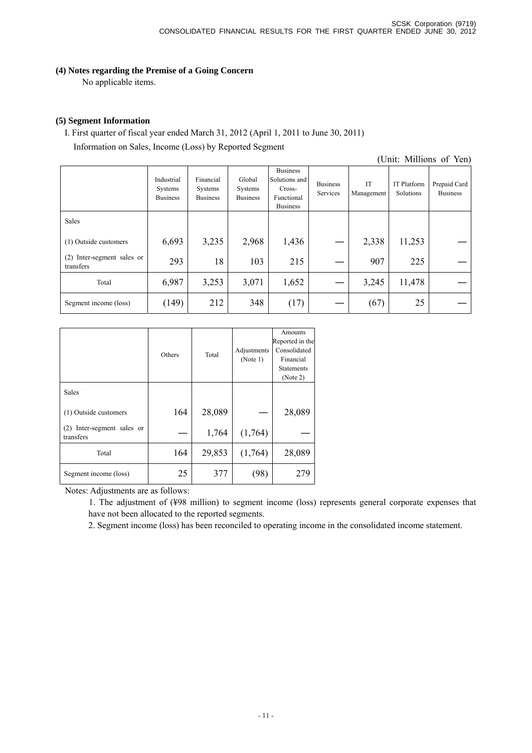#### (4) Notes regarding the Premise of a Going Concern

No applicable items.

#### (5) Segment Information

I. First quarter of fiscal year ended March 31, 2012 (April 1, 2011 to June 30, 2011)

Information on Sales, Income (Loss) by Reported Segment

(Unit: Millions of Yen)

| | Industrial Systems Business | Financial Systems Business | Global Systems Business | Business Solutions and Cross-Functional Business | Business Services | IT Management | IT Platform Solutions | Prepaid Card Business |
|---|---|---|---|---|---|---|---|---|
| Sales | | | | | | | | |
| (1) Outside customers | 6,693 | 3,235 | 2,968 | 1,436 | — | 2,338 | 11,253 | — |
| (2) Inter-segment sales or transfers | 293 | 18 | 103 | 215 | — | 907 | 225 | — |
| Total | 6,987 | 3,253 | 3,071 | 1,652 | — | 3,245 | 11,478 | — |
| Segment income (loss) | (149) | 212 | 348 | (17) | — | (67) | 25 | — |

| | Others | Total | Adjustments (Note 1) | Amounts Reported in the Consolidated Financial Statements (Note 2) |
|---|---|---|---|---|
| Sales | | | | |
| (1) Outside customers | 164 | 28,089 | — | 28,089 |
| (2) Inter-segment sales or transfers | — | 1,764 | (1,764) | — |
| Total | 164 | 29,853 | (1,764) | 28,089 |
| Segment income (loss) | 25 | 377 | (98) | 279 |

Notes: Adjustments are as follows:

1. The adjustment of (¥98 million) to segment income (loss) represents general corporate expenses that have not been allocated to the reported segments.
2. Segment income (loss) has been reconciled to operating income in the consolidated income statement.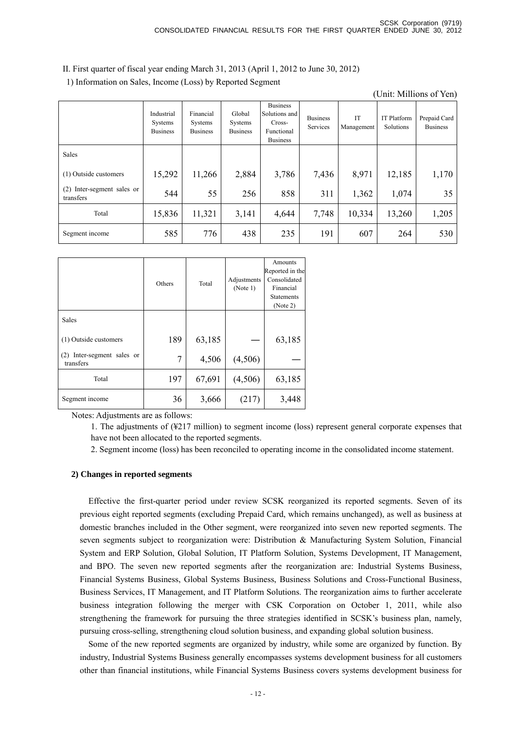II. First quarter of fiscal year ending March 31, 2013 (April 1, 2012 to June 30, 2012)

1) Information on Sales, Income (Loss) by Reported Segment

(Unit: Millions of Yen)

| | Industrial Systems Business | Financial Systems Business | Global Systems Business | Business Solutions and Cross-Functional Business | Business Services | IT Management | IT Platform Solutions | Prepaid Card Business |
|---|---|---|---|---|---|---|---|---|
| Sales | | | | | | | | |
| (1) Outside customers | 15,292 | 11,266 | 2,884 | 3,786 | 7,436 | 8,971 | 12,185 | 1,170 |
| (2) Inter-segment sales or transfers | 544 | 55 | 256 | 858 | 311 | 1,362 | 1,074 | 35 |
| Total | 15,836 | 11,321 | 3,141 | 4,644 | 7,748 | 10,334 | 13,260 | 1,205 |
| Segment income | 585 | 776 | 438 | 235 | 191 | 607 | 264 | 530 |

| | Others | Total | Adjustments (Note 1) | Amounts Reported in the Consolidated Financial Statements (Note 2) |
|---|---|---|---|---|
| Sales | | | | |
| (1) Outside customers | 189 | 63,185 | — | 63,185 |
| (2) Inter-segment sales or transfers | 7 | 4,506 | (4,506) | — |
| Total | 197 | 67,691 | (4,506) | 63,185 |
| Segment income | 36 | 3,666 | (217) | 3,448 |

Notes: Adjustments are as follows:

1. The adjustments of (¥217 million) to segment income (loss) represent general corporate expenses that have not been allocated to the reported segments.
2. Segment income (loss) has been reconciled to operating income in the consolidated income statement.

**2) Changes in reported segments**

Effective the first-quarter period under review SCSK reorganized its reported segments. Seven of its previous eight reported segments (excluding Prepaid Card, which remains unchanged), as well as business at domestic branches included in the Other segment, were reorganized into seven new reported segments. The seven segments subject to reorganization were: Distribution & Manufacturing System Solution, Financial System and ERP Solution, Global Solution, IT Platform Solution, Systems Development, IT Management, and BPO. The seven new reported segments after the reorganization are: Industrial Systems Business, Financial Systems Business, Global Systems Business, Business Solutions and Cross-Functional Business, Business Services, IT Management, and IT Platform Solutions. The reorganization aims to further accelerate business integration following the merger with CSK Corporation on October 1, 2011, while also strengthening the framework for pursuing the three strategies identified in SCSK's business plan, namely, pursuing cross-selling, strengthening cloud solution business, and expanding global solution business.

Some of the new reported segments are organized by industry, while some are organized by function. By industry, Industrial Systems Business generally encompasses systems development business for all customers other than financial institutions, while Financial Systems Business covers systems development business for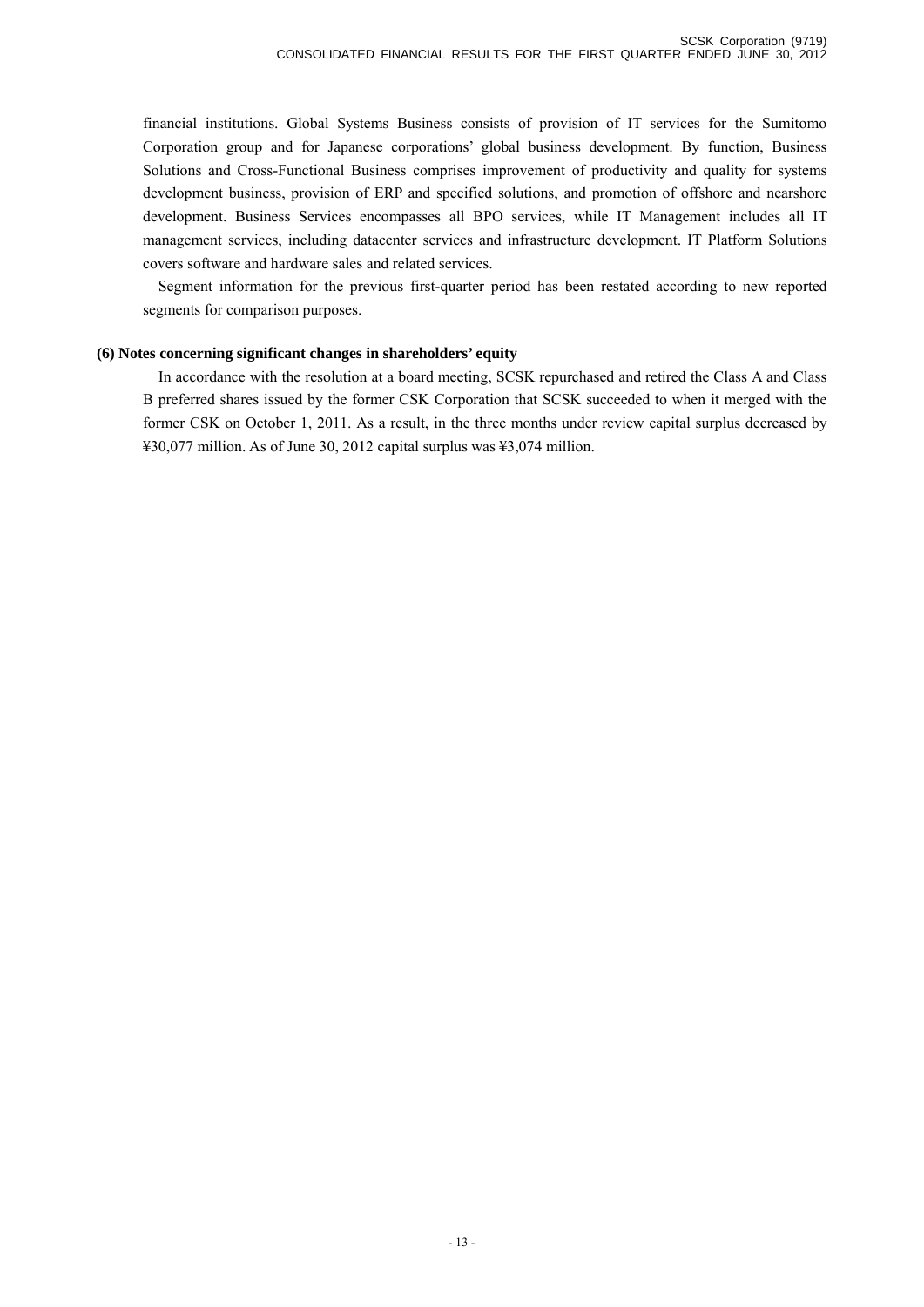financial institutions. Global Systems Business consists of provision of IT services for the Sumitomo Corporation group and for Japanese corporations' global business development. By function, Business Solutions and Cross-Functional Business comprises improvement of productivity and quality for systems development business, provision of ERP and specified solutions, and promotion of offshore and nearshore development. Business Services encompasses all BPO services, while IT Management includes all IT management services, including datacenter services and infrastructure development. IT Platform Solutions covers software and hardware sales and related services.

Segment information for the previous first-quarter period has been restated according to new reported segments for comparison purposes.

**(6) Notes concerning significant changes in shareholders' equity**

In accordance with the resolution at a board meeting, SCSK repurchased and retired the Class A and Class B preferred shares issued by the former CSK Corporation that SCSK succeeded to when it merged with the former CSK on October 1, 2011. As a result, in the three months under review capital surplus decreased by ¥30,077 million. As of June 30, 2012 capital surplus was ¥3,074 million.